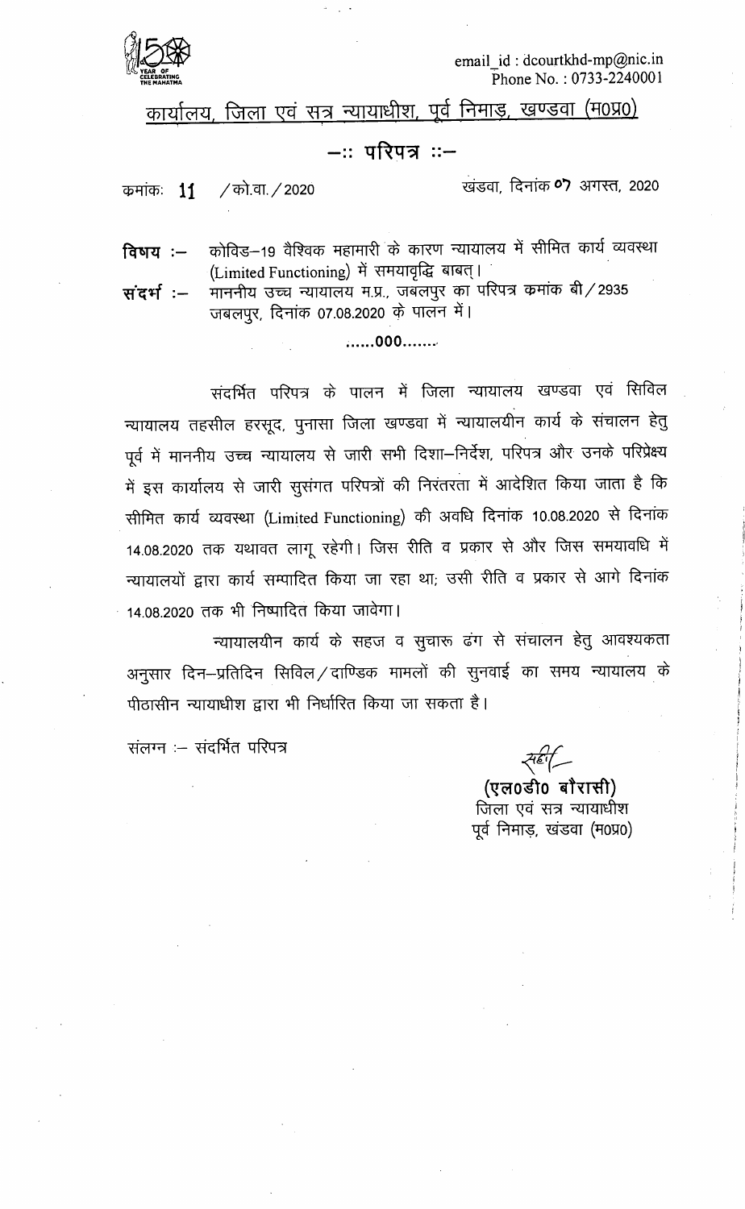email_id : dcourtkhd-mp@nic.in
Phone No. : 0733-2240001

## कार्यालय, जिला एवं सत्र न्यायाधीश, पूर्व निमाड़, खण्डवा (म0प्र0)

### —:: परिपत्र ::—

क्रमांकः 11 / को.वा. / 2020 खंडवा, दिनांक 07 अगस्त, 2020

**विषय :—** कोविड–19 वैश्विक महामारी के कारण न्यायालय में सीमित कार्य व्यवस्था (Limited Functioning) में समयावृद्धि बाबत्।

**संदर्भ :—** माननीय उच्च न्यायालय म.प्र., जबलपुर का परिपत्र क्रमांक बी / 2935 जबलपुर, दिनांक 07.08.2020 के पालन में।

......000.......

संदर्भित परिपत्र के पालन में जिला न्यायालय खण्डवा एवं सिविल न्यायालय तहसील हरसूद, पुनासा जिला खण्डवा में न्यायालयीन कार्य के संचालन हेतु पूर्व में माननीय उच्च न्यायालय से जारी सभी दिशा–निर्देश, परिपत्र और उनके परिप्रेक्ष्य में इस कार्यालय से जारी सुसंगत परिपत्रों की निरंतरता में आदेशित किया जाता है कि सीमित कार्य व्यवस्था (Limited Functioning) की अवधि दिनांक 10.08.2020 से दिनांक 14.08.2020 तक यथावत लागू रहेगी। जिस रीति व प्रकार से और जिस समयावधि में न्यायालयों द्वारा कार्य सम्पादित किया जा रहा था; उसी रीति व प्रकार से आगे दिनांक 14.08.2020 तक भी निष्पादित किया जावेगा।

न्यायालयीन कार्य के सहज व सुचारू ढंग से संचालन हेतु आवश्यकता अनुसार दिन–प्रतिदिन सिविल / दाण्डिक मामलों की सुनवाई का समय न्यायालय के पीठासीन न्यायाधीश द्वारा भी निर्धारित किया जा सकता है।

संलग्न :— संदर्भित परिपत्र

सही/–

**(एल0डी0 बौरासी)**
जिला एवं सत्र न्यायाधीश
पूर्व निमाड़, खंडवा (म0प्र0)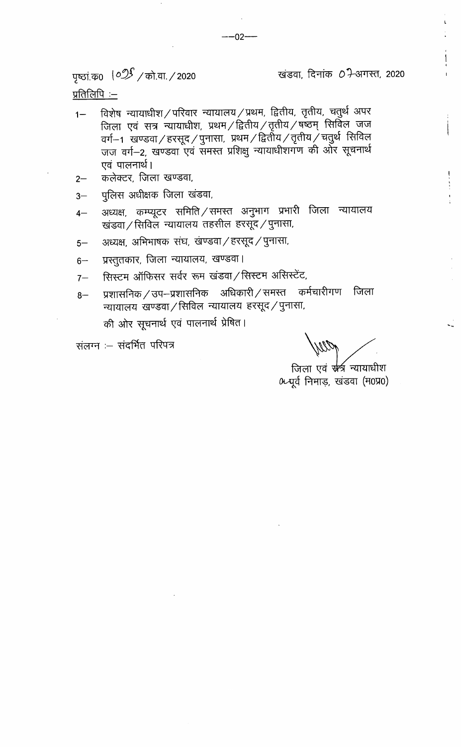पृष्ठां.क0 1025 / को.वा. / 2020 खंडवा, दिनांक 07 अगस्त, 2020

प्रतिलिपि :–

1– विशेष न्यायाधीश / परिवार न्यायालय / प्रथम, द्वितीय, तृतीय, चतुर्थ अपर जिला एवं सत्र न्यायाधीश, प्रथम / द्वितीय / तृतीय / षष्ठम् सिविल जज वर्ग–1 खण्डवा / हरसूद / पुनासा, प्रथम / द्वितीय / तृतीय / चतुर्थ सिविल जज वर्ग–2, खण्डवा एवं समस्त प्रशिक्षु न्यायाधीशगण की ओर सूचनार्थ एवं पालनार्थ।

2– कलेक्टर, जिला खण्डवा,

3– पुलिस अधीक्षक जिला खंडवा,

4– अध्यक्ष, कम्प्यूटर समिति / समस्त अनुभाग प्रभारी जिला न्यायालय खंडवा / सिविल न्यायालय तहसील हरसूद / पुनासा,

5– अध्यक्ष, अभिभाषक संघ, खंण्डवा / हरसूद / पुनासा,

6– प्रस्तुतकार, जिला न्यायालय, खण्डवा।

7– सिस्टम ऑफिसर सर्वर रूम खंडवा / सिस्टम असिस्टेंट,

8– प्रशासनिक / उप–प्रशासनिक अधिकारी / समस्त कर्मचारीगण जिला न्यायालय खण्डवा / सिविल न्यायालय हरसूद / पुनासा,

की ओर सूचनार्थ एवं पालनार्थ प्रेषित।

संलग्न :– संदर्भित परिपत्र

जिला एवं सत्र न्यायाधीश
पूर्व निमाड़, खंडवा (म0प्र0)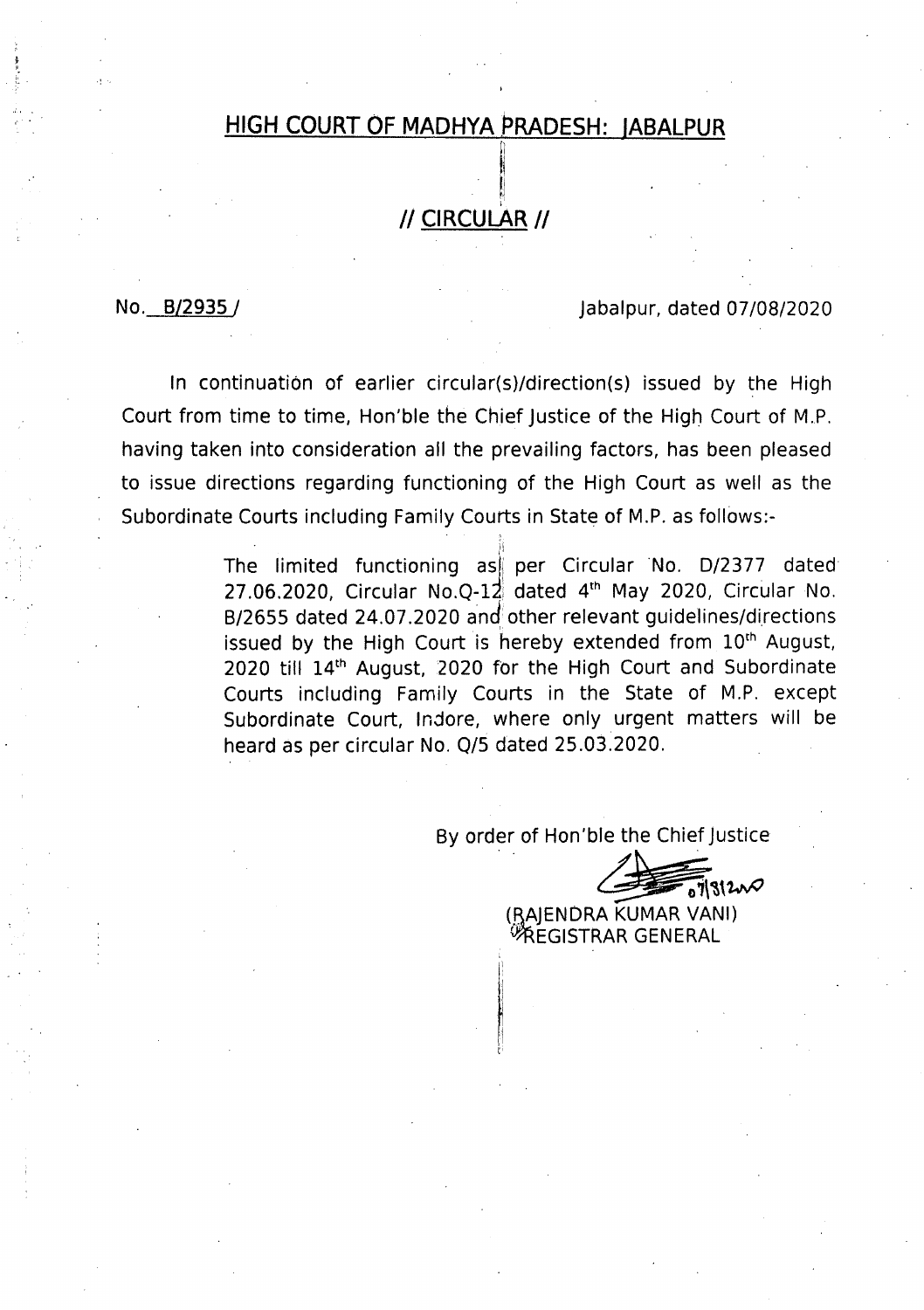# HIGH COURT OF MADHYA PRADESH: JABALPUR

## // CIRCULAR //

No. B/2935 / Jabalpur, dated 07/08/2020

In continuation of earlier circular(s)/direction(s) issued by the High Court from time to time, Hon'ble the Chief Justice of the High Court of M.P. having taken into consideration all the prevailing factors, has been pleased to issue directions regarding functioning of the High Court as well as the Subordinate Courts including Family Courts in State of M.P. as follows:-

> The limited functioning as per Circular No. D/2377 dated 27.06.2020, Circular No.Q-12 dated 4th May 2020, Circular No. B/2655 dated 24.07.2020 and other relevant guidelines/directions issued by the High Court is hereby extended from 10th August, 2020 till 14th August, 2020 for the High Court and Subordinate Courts including Family Courts in the State of M.P. except Subordinate Court, Indore, where only urgent matters will be heard as per circular No. Q/5 dated 25.03.2020.

By order of Hon'ble the Chief Justice

07/8/2020

(RAJENDRA KUMAR VANI)
REGISTRAR GENERAL